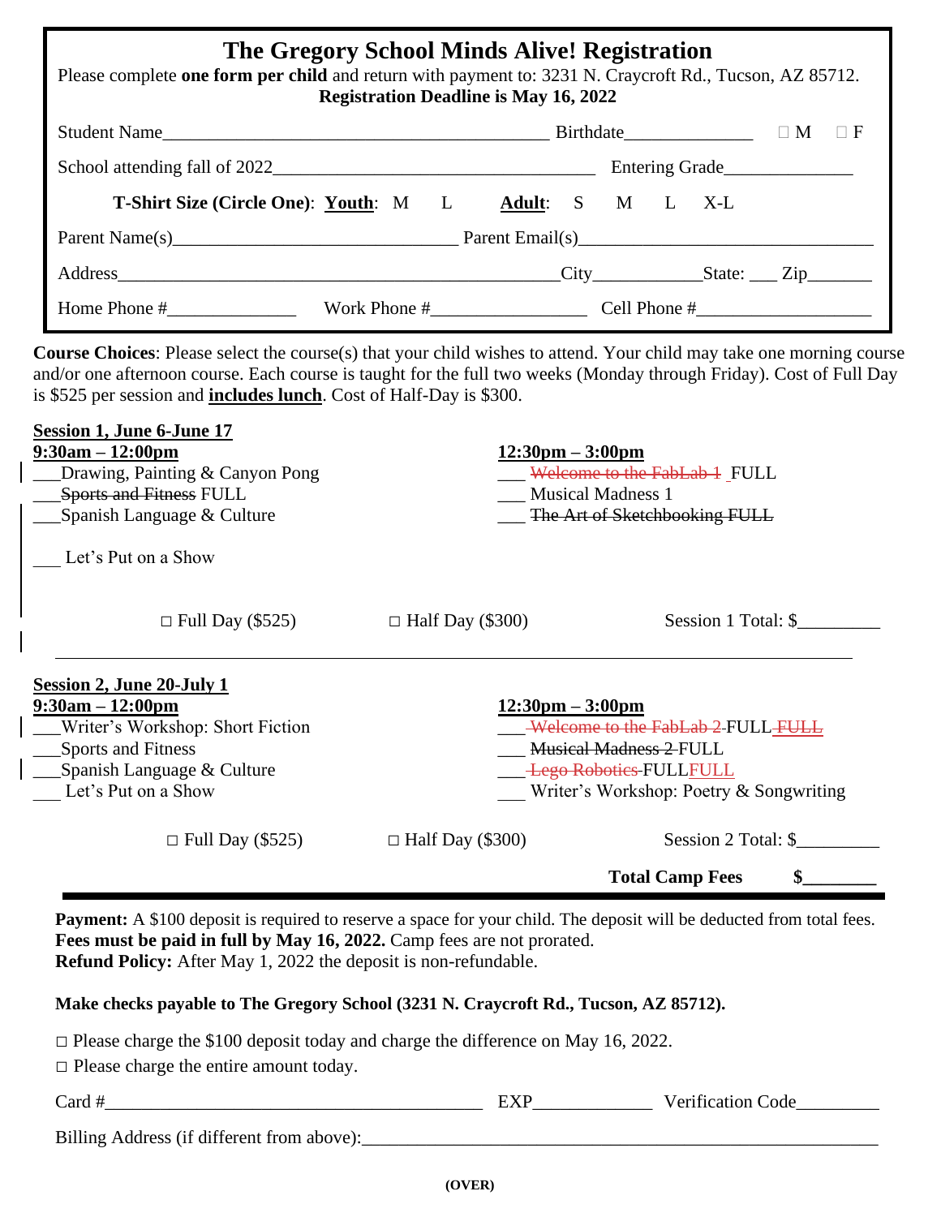# The Gregory School Minds Alive! Registration

Please complete **one form per child** and return with payment to: 3231 N. Craycroft Rd., Tucson, AZ 85712.

**Registration Deadline is May 16, 2022**

Student Name\_\_\_\_\_\_\_\_\_\_\_\_\_\_\_\_\_\_\_\_\_\_\_\_\_\_\_\_\_\_\_\_\_\_\_\_\_\_\_\_\_\_ Birthdate\_\_\_\_\_\_\_\_\_\_\_\_\_\_ □ M □ F

School attending fall of 2022\_\_\_\_\_\_\_\_\_\_\_\_\_\_\_\_\_\_\_\_\_\_\_\_\_\_\_\_\_\_\_\_\_\_\_\_ Entering Grade\_\_\_\_\_\_\_\_\_\_\_\_\_\_

**T-Shirt Size (Circle One)**: **Youth**: M L **Adult**: S M L X-L

Parent Name(s)\_\_\_\_\_\_\_\_\_\_\_\_\_\_\_\_\_\_\_\_\_\_\_\_\_\_\_\_\_\_\_ Parent Email(s)\_\_\_\_\_\_\_\_\_\_\_\_\_\_\_\_\_\_\_\_\_\_\_\_\_\_\_\_\_\_\_\_

Address\_\_\_\_\_\_\_\_\_\_\_\_\_\_\_\_\_\_\_\_\_\_\_\_\_\_\_\_\_\_\_\_\_\_\_\_\_\_\_\_\_\_\_\_\_\_City\_\_\_\_\_\_\_\_\_\_\_\_State: \_\_\_ Zip\_\_\_\_\_\_\_

Home Phone #\_\_\_\_\_\_\_\_\_\_\_\_\_\_ Work Phone #\_\_\_\_\_\_\_\_\_\_\_\_\_\_\_\_\_ Cell Phone #\_\_\_\_\_\_\_\_\_\_\_\_\_\_\_\_\_\_\_

**Course Choices**: Please select the course(s) that your child wishes to attend. Your child may take one morning course and/or one afternoon course. Each course is taught for the full two weeks (Monday through Friday). Cost of Full Day is $525 per session and **includes lunch**. Cost of Half-Day is $300.

**Session 1, June 6-June 17**

**9:30am – 12:00pm**

- \_\_\_Drawing, Painting & Canyon Pong
- \_\_\_~~Sports and Fitness~~ FULL
- \_\_\_Spanish Language & Culture
- \_\_\_ Let's Put on a Show

**12:30pm – 3:00pm**

- \_\_\_ ~~Welcome to the FabLab 1~~ FULL
- \_\_\_ Musical Madness 1
- \_\_\_ ~~The Art of Sketchbooking FULL~~

□ Full Day ($525) □ Half Day ($300) Session 1 Total: $\_\_\_\_\_\_\_\_\_

**Session 2, June 20-July 1**

**9:30am – 12:00pm**

- \_\_\_Writer's Workshop: Short Fiction
- \_\_\_Sports and Fitness
- \_\_\_Spanish Language & Culture
- \_\_\_ Let's Put on a Show

**12:30pm – 3:00pm**

- \_\_\_ ~~Welcome to the FabLab 2~~ FULL ~~FULL~~
- \_\_\_ ~~Musical Madness 2~~ FULL
- \_\_\_ ~~Lego Robotics~~ FULL FULL
- \_\_\_ Writer's Workshop: Poetry & Songwriting

□ Full Day ($525) □ Half Day ($300) Session 2 Total: $\_\_\_\_\_\_\_\_\_

**Total Camp Fees $\_\_\_\_\_\_\_\_**

**Payment:** A $100 deposit is required to reserve a space for your child. The deposit will be deducted from total fees. **Fees must be paid in full by May 16, 2022.** Camp fees are not prorated.
**Refund Policy:** After May 1, 2022 the deposit is non-refundable.

**Make checks payable to The Gregory School (3231 N. Craycroft Rd., Tucson, AZ 85712).**

□ Please charge the $100 deposit today and charge the difference on May 16, 2022.
□ Please charge the entire amount today.

Card #\_\_\_\_\_\_\_\_\_\_\_\_\_\_\_\_\_\_\_\_\_\_\_\_\_\_\_\_\_\_\_\_\_\_\_\_\_\_\_\_\_\_ EXP\_\_\_\_\_\_\_\_\_\_\_\_\_ Verification Code\_\_\_\_\_\_\_\_\_

Billing Address (if different from above):\_\_\_\_\_\_\_\_\_\_\_\_\_\_\_\_\_\_\_\_\_\_\_\_\_\_\_\_\_\_\_\_\_\_\_\_\_\_\_\_\_\_\_\_\_\_\_\_\_\_\_\_\_\_\_

**(OVER)**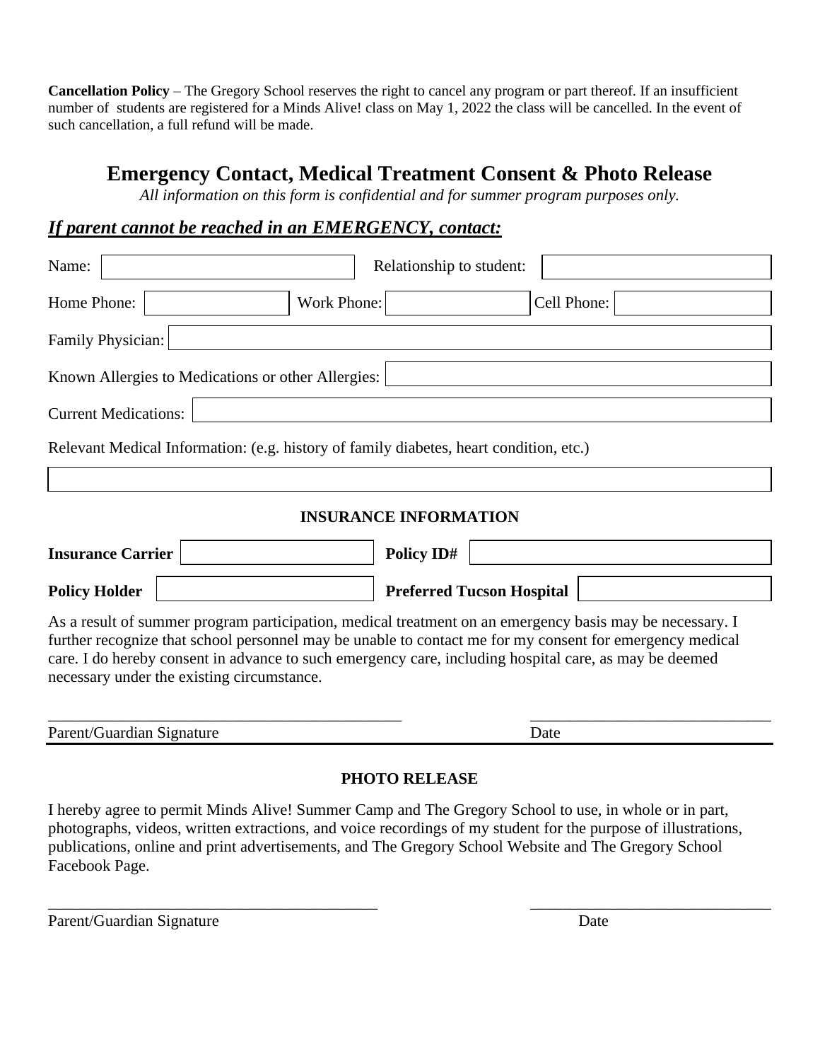**Cancellation Policy** – The Gregory School reserves the right to cancel any program or part thereof. If an insufficient number of students are registered for a Minds Alive! class on May 1, 2022 the class will be cancelled. In the event of such cancellation, a full refund will be made.

# Emergency Contact, Medical Treatment Consent & Photo Release

*All information on this form is confidential and for summer program purposes only.*

## *If parent cannot be reached in an EMERGENCY, contact:*

Name: ____________________ Relationship to student: ____________________

Home Phone: ____________________ Work Phone: ____________________ Cell Phone: ____________________

Family Physician: ____________________

Known Allergies to Medications or other Allergies: ____________________

Current Medications: ____________________

Relevant Medical Information: (e.g. history of family diabetes, heart condition, etc.)

____________________

### INSURANCE INFORMATION

**Insurance Carrier** ____________________ **Policy ID#** ____________________

**Policy Holder** ____________________ **Preferred Tucson Hospital** ____________________

As a result of summer program participation, medical treatment on an emergency basis may be necessary. I further recognize that school personnel may be unable to contact me for my consent for emergency medical care. I do hereby consent in advance to such emergency care, including hospital care, as may be deemed necessary under the existing circumstance.

_____________________________________________ _______________________________

Parent/Guardian Signature Date

### PHOTO RELEASE

I hereby agree to permit Minds Alive! Summer Camp and The Gregory School to use, in whole or in part, photographs, videos, written extractions, and voice recordings of my student for the purpose of illustrations, publications, online and print advertisements, and The Gregory School Website and The Gregory School Facebook Page.

_____________________________________________ _______________________________

Parent/Guardian Signature Date